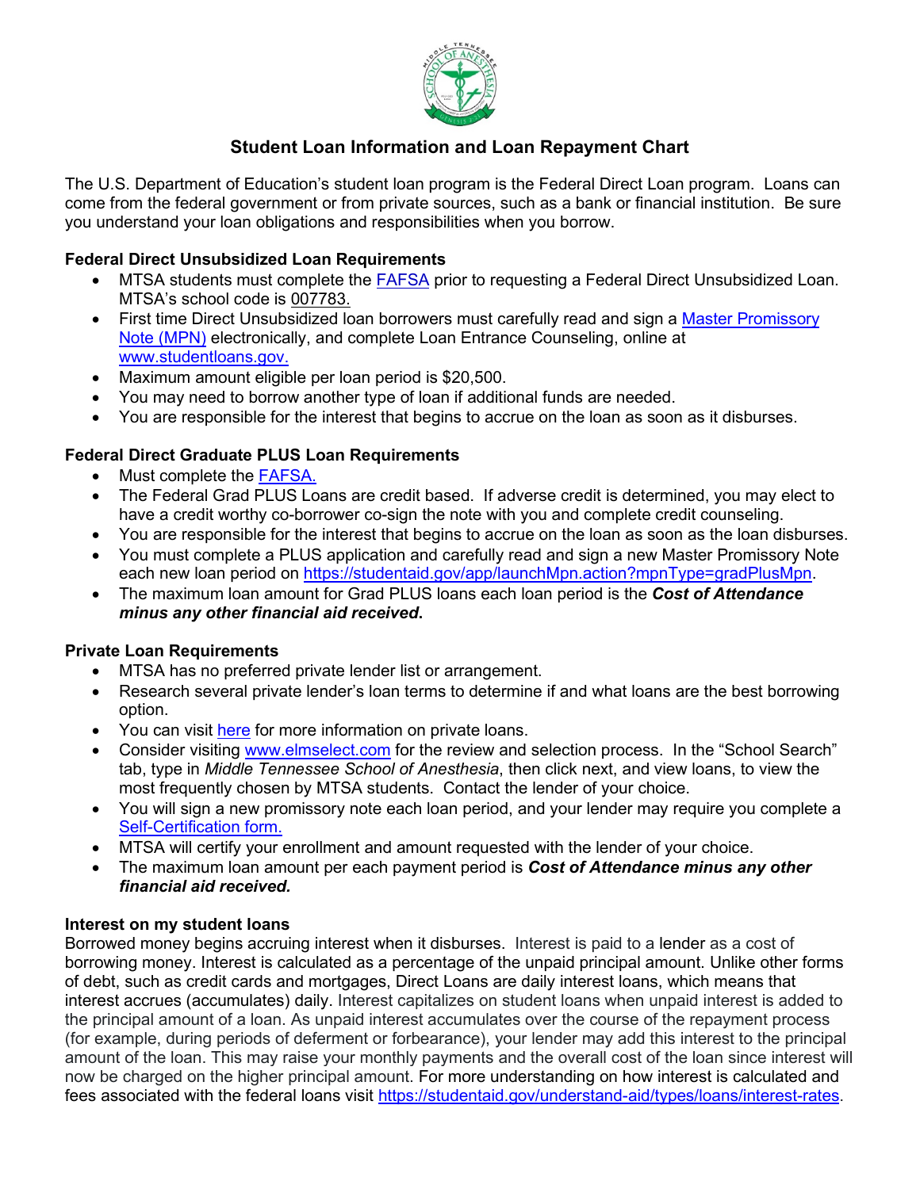# Student Loan Information and Loan Repayment Chart

The U.S. Department of Education's student loan program is the Federal Direct Loan program. Loans can come from the federal government or from private sources, such as a bank or financial institution. Be sure you understand your loan obligations and responsibilities when you borrow.

### Federal Direct Unsubsidized Loan Requirements

- MTSA students must complete the FAFSA prior to requesting a Federal Direct Unsubsidized Loan. MTSA's school code is 007783.
- First time Direct Unsubsidized loan borrowers must carefully read and sign a Master Promissory Note (MPN) electronically, and complete Loan Entrance Counseling, online at www.studentloans.gov.
- Maximum amount eligible per loan period is $20,500.
- You may need to borrow another type of loan if additional funds are needed.
- You are responsible for the interest that begins to accrue on the loan as soon as it disburses.

### Federal Direct Graduate PLUS Loan Requirements

- Must complete the FAFSA.
- The Federal Grad PLUS Loans are credit based. If adverse credit is determined, you may elect to have a credit worthy co-borrower co-sign the note with you and complete credit counseling.
- You are responsible for the interest that begins to accrue on the loan as soon as the loan disburses.
- You must complete a PLUS application and carefully read and sign a new Master Promissory Note each new loan period on https://studentaid.gov/app/launchMpn.action?mpnType=gradPlusMpn.
- The maximum loan amount for Grad PLUS loans each loan period is the ***Cost of Attendance minus any other financial aid received.***

### Private Loan Requirements

- MTSA has no preferred private lender list or arrangement.
- Research several private lender's loan terms to determine if and what loans are the best borrowing option.
- You can visit here for more information on private loans.
- Consider visiting www.elmselect.com for the review and selection process. In the "School Search" tab, type in *Middle Tennessee School of Anesthesia*, then click next, and view loans, to view the most frequently chosen by MTSA students. Contact the lender of your choice.
- You will sign a new promissory note each loan period, and your lender may require you complete a Self-Certification form.
- MTSA will certify your enrollment and amount requested with the lender of your choice.
- The maximum loan amount per each payment period is ***Cost of Attendance minus any other financial aid received.***

### Interest on my student loans

Borrowed money begins accruing interest when it disburses. Interest is paid to a lender as a cost of borrowing money. Interest is calculated as a percentage of the unpaid principal amount. Unlike other forms of debt, such as credit cards and mortgages, Direct Loans are daily interest loans, which means that interest accrues (accumulates) daily. Interest capitalizes on student loans when unpaid interest is added to the principal amount of a loan. As unpaid interest accumulates over the course of the repayment process (for example, during periods of deferment or forbearance), your lender may add this interest to the principal amount of the loan. This may raise your monthly payments and the overall cost of the loan since interest will now be charged on the higher principal amount. For more understanding on how interest is calculated and fees associated with the federal loans visit https://studentaid.gov/understand-aid/types/loans/interest-rates.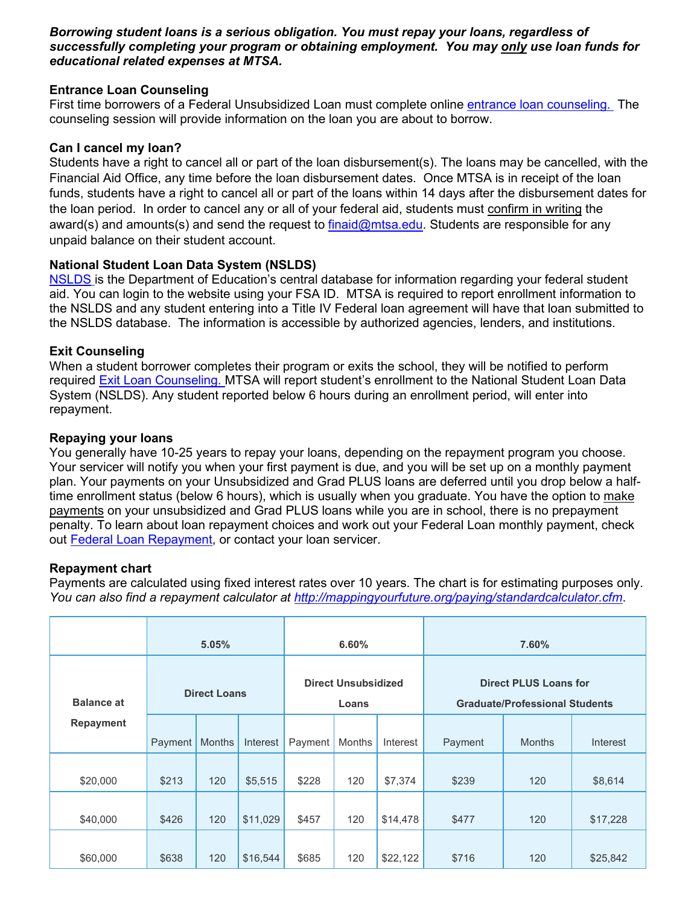***Borrowing student loans is a serious obligation. You must repay your loans, regardless of successfully completing your program or obtaining employment. You may only use loan funds for educational related expenses at MTSA.***

### Entrance Loan Counseling

First time borrowers of a Federal Unsubsidized Loan must complete online entrance loan counseling. The counseling session will provide information on the loan you are about to borrow.

### Can I cancel my loan?

Students have a right to cancel all or part of the loan disbursement(s). The loans may be cancelled, with the Financial Aid Office, any time before the loan disbursement dates. Once MTSA is in receipt of the loan funds, students have a right to cancel all or part of the loans within 14 days after the disbursement dates for the loan period. In order to cancel any or all of your federal aid, students must confirm in writing the award(s) and amounts(s) and send the request to finaid@mtsa.edu. Students are responsible for any unpaid balance on their student account.

### National Student Loan Data System (NSLDS)

NSLDS is the Department of Education's central database for information regarding your federal student aid. You can login to the website using your FSA ID. MTSA is required to report enrollment information to the NSLDS and any student entering into a Title IV Federal loan agreement will have that loan submitted to the NSLDS database. The information is accessible by authorized agencies, lenders, and institutions.

### Exit Counseling

When a student borrower completes their program or exits the school, they will be notified to perform required Exit Loan Counseling. MTSA will report student's enrollment to the National Student Loan Data System (NSLDS). Any student reported below 6 hours during an enrollment period, will enter into repayment.

### Repaying your loans

You generally have 10-25 years to repay your loans, depending on the repayment program you choose. Your servicer will notify you when your first payment is due, and you will be set up on a monthly payment plan. Your payments on your Unsubsidized and Grad PLUS loans are deferred until you drop below a half-time enrollment status (below 6 hours), which is usually when you graduate. You have the option to make payments on your unsubsidized and Grad PLUS loans while you are in school, there is no prepayment penalty. To learn about loan repayment choices and work out your Federal Loan monthly payment, check out Federal Loan Repayment, or contact your loan servicer.

### Repayment chart

Payments are calculated using fixed interest rates over 10 years. The chart is for estimating purposes only. *You can also find a repayment calculator at http://mappingyourfuture.org/paying/standardcalculator.cfm.*

| | 5.05% | | | 6.60% | | | 7.60% | | |
|---|---|---|---|---|---|---|---|---|---|
| **Balance at Repayment** | **Direct Loans** | | | **Direct Unsubsidized Loans** | | | **Direct PLUS Loans for Graduate/Professional Students** | | |
| | Payment | Months | Interest | Payment | Months | Interest | Payment | Months | Interest |
| $20,000 | $213 | 120 | $5,515 | $228 | 120 | $7,374 | $239 | 120 | $8,614 |
| $40,000 | $426 | 120 | $11,029 | $457 | 120 | $14,478 | $477 | 120 | $17,228 |
| $60,000 | $638 | 120 | $16,544 | $685 | 120 | $22,122 | $716 | 120 | $25,842 |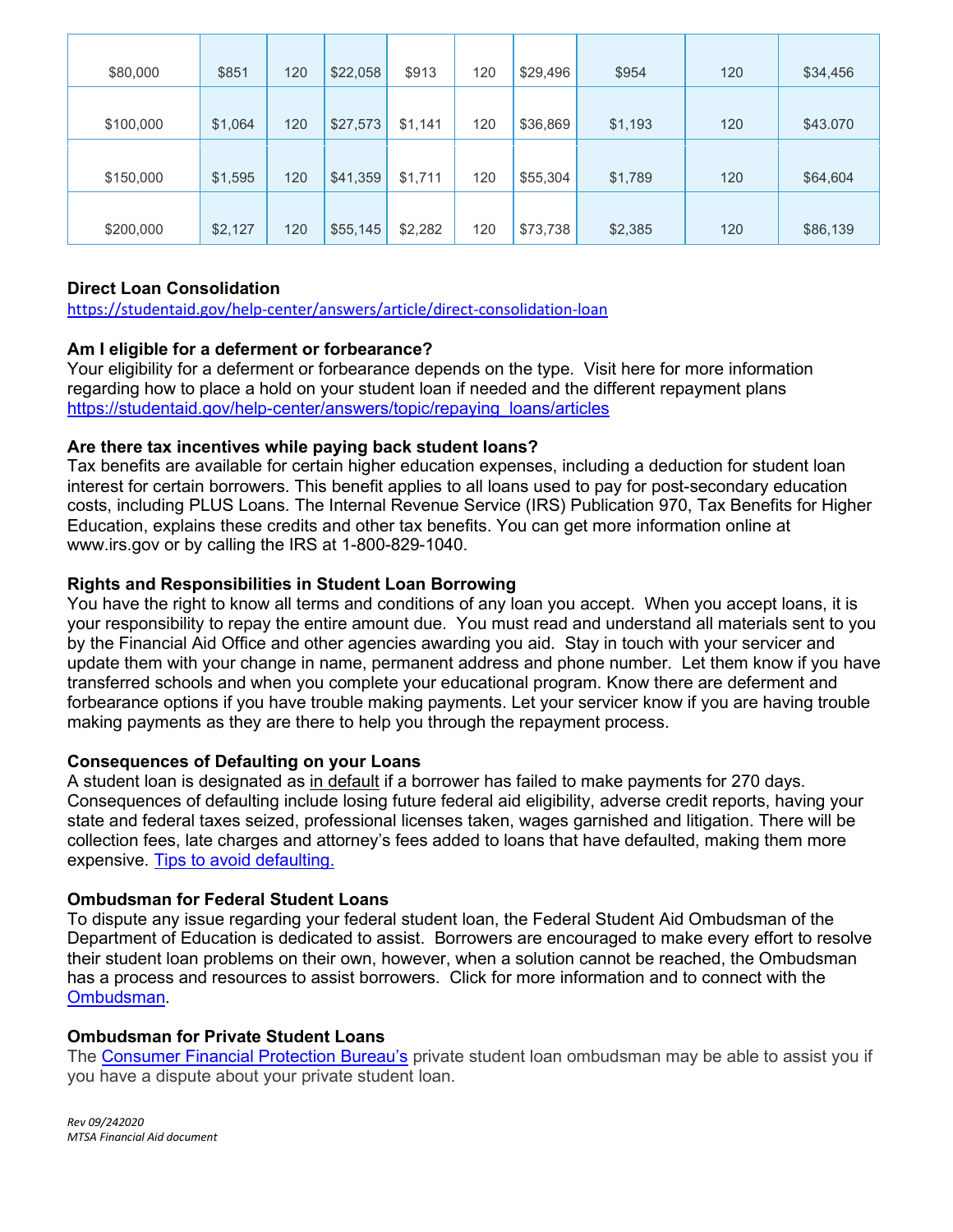| | | | | | | | | | |
|---|---|---|---|---|---|---|---|---|---|
| $80,000 | $851 | 120 | $22,058 | $913 | 120 | $29,496 | $954 | 120 | $34,456 |
| $100,000 | $1,064 | 120 | $27,573 | $1,141 | 120 | $36,869 | $1,193 | 120 | $43.070 |
| $150,000 | $1,595 | 120 | $41,359 | $1,711 | 120 | $55,304 | $1,789 | 120 | $64,604 |
| $200,000 | $2,127 | 120 | $55,145 | $2,282 | 120 | $73,738 | $2,385 | 120 | $86,139 |

**Direct Loan Consolidation**
https://studentaid.gov/help-center/answers/article/direct-consolidation-loan

**Am I eligible for a deferment or forbearance?**
Your eligibility for a deferment or forbearance depends on the type. Visit here for more information regarding how to place a hold on your student loan if needed and the different repayment plans https://studentaid.gov/help-center/answers/topic/repaying_loans/articles

**Are there tax incentives while paying back student loans?**
Tax benefits are available for certain higher education expenses, including a deduction for student loan interest for certain borrowers. This benefit applies to all loans used to pay for post-secondary education costs, including PLUS Loans. The Internal Revenue Service (IRS) Publication 970, Tax Benefits for Higher Education, explains these credits and other tax benefits. You can get more information online at www.irs.gov or by calling the IRS at 1-800-829-1040.

**Rights and Responsibilities in Student Loan Borrowing**
You have the right to know all terms and conditions of any loan you accept. When you accept loans, it is your responsibility to repay the entire amount due. You must read and understand all materials sent to you by the Financial Aid Office and other agencies awarding you aid. Stay in touch with your servicer and update them with your change in name, permanent address and phone number. Let them know if you have transferred schools and when you complete your educational program. Know there are deferment and forbearance options if you have trouble making payments. Let your servicer know if you are having trouble making payments as they are there to help you through the repayment process.

**Consequences of Defaulting on your Loans**
A student loan is designated as in default if a borrower has failed to make payments for 270 days. Consequences of defaulting include losing future federal aid eligibility, adverse credit reports, having your state and federal taxes seized, professional licenses taken, wages garnished and litigation. There will be collection fees, late charges and attorney's fees added to loans that have defaulted, making them more expensive. Tips to avoid defaulting.

**Ombudsman for Federal Student Loans**
To dispute any issue regarding your federal student loan, the Federal Student Aid Ombudsman of the Department of Education is dedicated to assist. Borrowers are encouraged to make every effort to resolve their student loan problems on their own, however, when a solution cannot be reached, the Ombudsman has a process and resources to assist borrowers. Click for more information and to connect with the Ombudsman.

**Ombudsman for Private Student Loans**
The Consumer Financial Protection Bureau's private student loan ombudsman may be able to assist you if you have a dispute about your private student loan.

*Rev 09/242020*
*MTSA Financial Aid document*